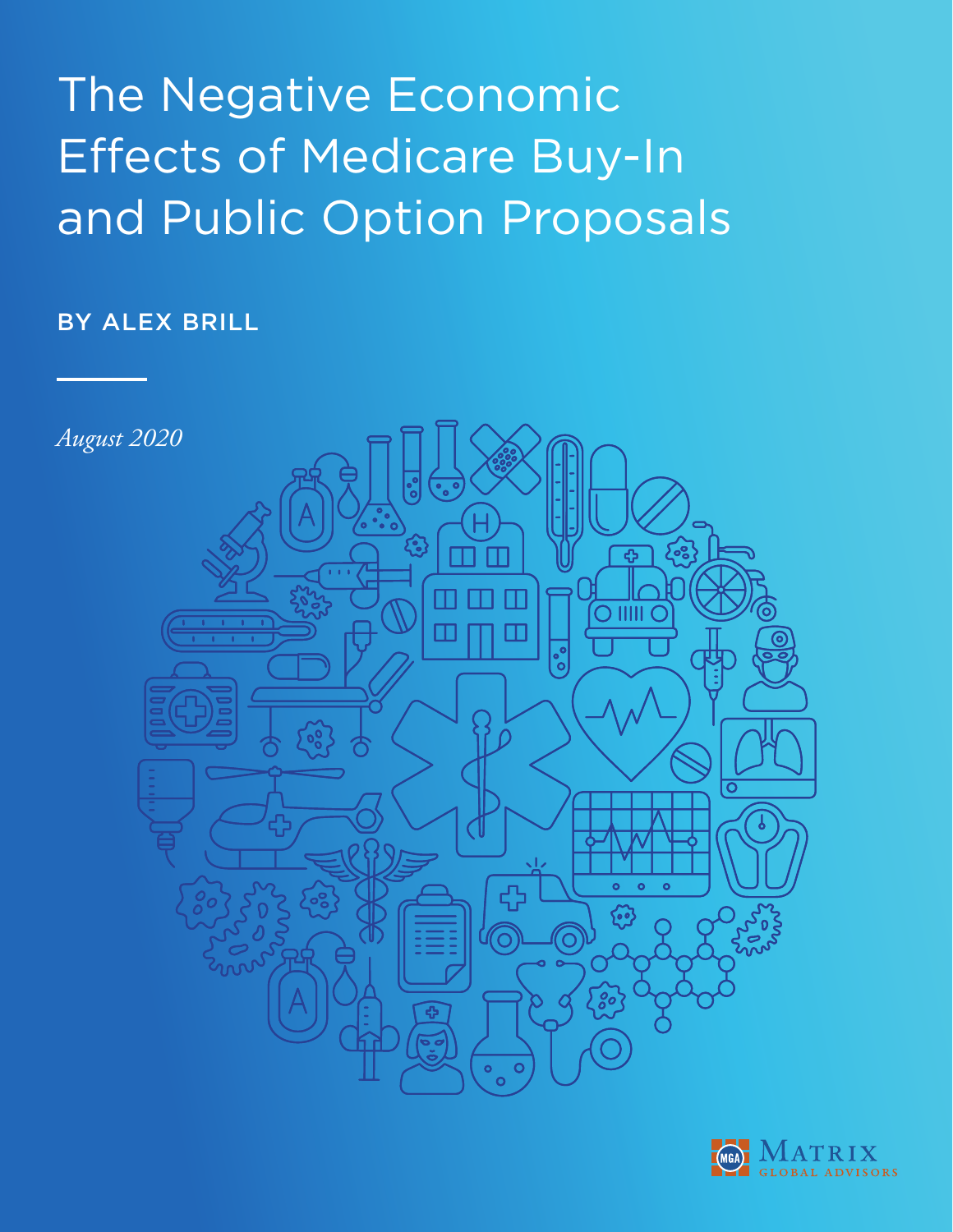# The Negative Economic Effects of Medicare Buy-In and Public Option Proposals

BY ALEX BRILL

*August 2020*

MATRIX GLOBAL ADVISORS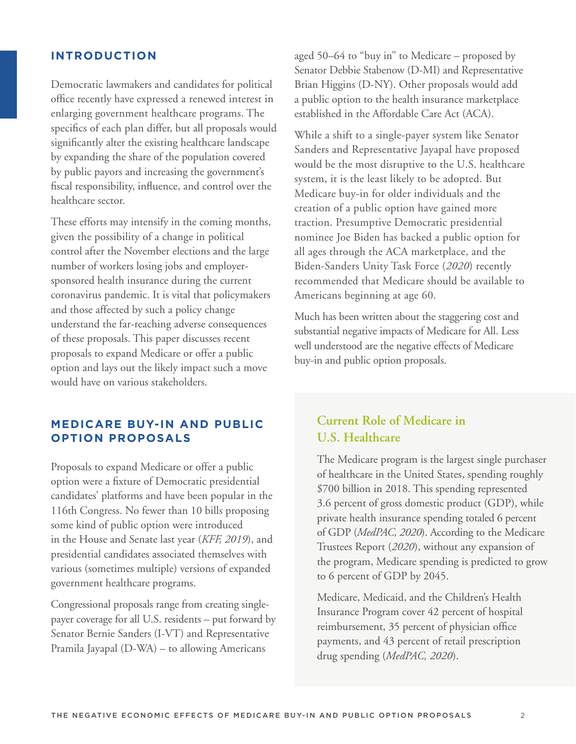## INTRODUCTION

Democratic lawmakers and candidates for political office recently have expressed a renewed interest in enlarging government healthcare programs. The specifics of each plan differ, but all proposals would significantly alter the existing healthcare landscape by expanding the share of the population covered by public payors and increasing the government's fiscal responsibility, influence, and control over the healthcare sector.

These efforts may intensify in the coming months, given the possibility of a change in political control after the November elections and the large number of workers losing jobs and employer-sponsored health insurance during the current coronavirus pandemic. It is vital that policymakers and those affected by such a policy change understand the far-reaching adverse consequences of these proposals. This paper discusses recent proposals to expand Medicare or offer a public option and lays out the likely impact such a move would have on various stakeholders.

## MEDICARE BUY-IN AND PUBLIC OPTION PROPOSALS

Proposals to expand Medicare or offer a public option were a fixture of Democratic presidential candidates' platforms and have been popular in the 116th Congress. No fewer than 10 bills proposing some kind of public option were introduced in the House and Senate last year (*KFF, 2019*), and presidential candidates associated themselves with various (sometimes multiple) versions of expanded government healthcare programs.

Congressional proposals range from creating single-payer coverage for all U.S. residents – put forward by Senator Bernie Sanders (I-VT) and Representative Pramila Jayapal (D-WA) – to allowing Americans aged 50–64 to "buy in" to Medicare – proposed by Senator Debbie Stabenow (D-MI) and Representative Brian Higgins (D-NY). Other proposals would add a public option to the health insurance marketplace established in the Affordable Care Act (ACA).

While a shift to a single-payer system like Senator Sanders and Representative Jayapal have proposed would be the most disruptive to the U.S. healthcare system, it is the least likely to be adopted. But Medicare buy-in for older individuals and the creation of a public option have gained more traction. Presumptive Democratic presidential nominee Joe Biden has backed a public option for all ages through the ACA marketplace, and the Biden-Sanders Unity Task Force (*2020*) recently recommended that Medicare should be available to Americans beginning at age 60.

Much has been written about the staggering cost and substantial negative impacts of Medicare for All. Less well understood are the negative effects of Medicare buy-in and public option proposals.

### Current Role of Medicare in U.S. Healthcare

The Medicare program is the largest single purchaser of healthcare in the United States, spending roughly $700 billion in 2018. This spending represented 3.6 percent of gross domestic product (GDP), while private health insurance spending totaled 6 percent of GDP (*MedPAC, 2020*). According to the Medicare Trustees Report (*2020*), without any expansion of the program, Medicare spending is predicted to grow to 6 percent of GDP by 2045.

Medicare, Medicaid, and the Children's Health Insurance Program cover 42 percent of hospital reimbursement, 35 percent of physician office payments, and 43 percent of retail prescription drug spending (*MedPAC, 2020*).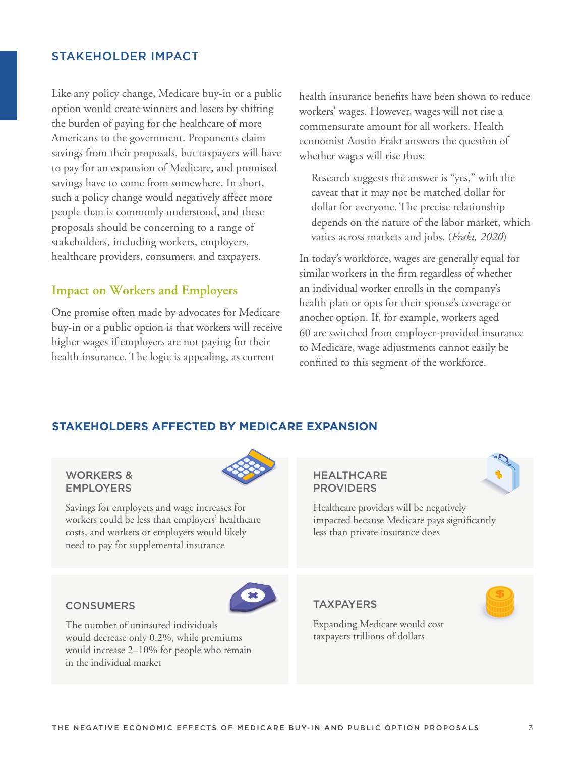## STAKEHOLDER IMPACT

Like any policy change, Medicare buy-in or a public option would create winners and losers by shifting the burden of paying for the healthcare of more Americans to the government. Proponents claim savings from their proposals, but taxpayers will have to pay for an expansion of Medicare, and promised savings have to come from somewhere. In short, such a policy change would negatively affect more people than is commonly understood, and these proposals should be concerning to a range of stakeholders, including workers, employers, healthcare providers, consumers, and taxpayers.

### Impact on Workers and Employers

One promise often made by advocates for Medicare buy-in or a public option is that workers will receive higher wages if employers are not paying for their health insurance. The logic is appealing, as current health insurance benefits have been shown to reduce workers' wages. However, wages will not rise a commensurate amount for all workers. Health economist Austin Frakt answers the question of whether wages will rise thus:

> Research suggests the answer is "yes," with the caveat that it may not be matched dollar for dollar for everyone. The precise relationship depends on the nature of the labor market, which varies across markets and jobs. (*Frakt, 2020*)

In today's workforce, wages are generally equal for similar workers in the firm regardless of whether an individual worker enrolls in the company's health plan or opts for their spouse's coverage or another option. If, for example, workers aged 60 are switched from employer-provided insurance to Medicare, wage adjustments cannot easily be confined to this segment of the workforce.

## STAKEHOLDERS AFFECTED BY MEDICARE EXPANSION

**WORKERS & EMPLOYERS**

Savings for employers and wage increases for workers could be less than employers' healthcare costs, and workers or employers would likely need to pay for supplemental insurance

**HEALTHCARE PROVIDERS**

Healthcare providers will be negatively impacted because Medicare pays significantly less than private insurance does

**CONSUMERS**

The number of uninsured individuals would decrease only 0.2%, while premiums would increase 2–10% for people who remain in the individual market

**TAXPAYERS**

Expanding Medicare would cost taxpayers trillions of dollars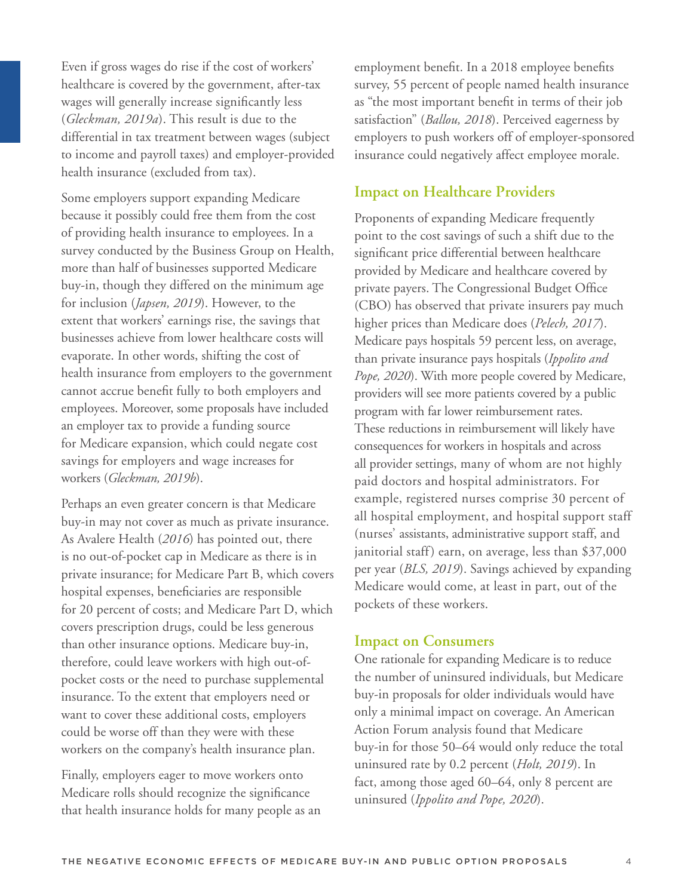Even if gross wages do rise if the cost of workers' healthcare is covered by the government, after-tax wages will generally increase significantly less (*Gleckman, 2019a*). This result is due to the differential in tax treatment between wages (subject to income and payroll taxes) and employer-provided health insurance (excluded from tax).

Some employers support expanding Medicare because it possibly could free them from the cost of providing health insurance to employees. In a survey conducted by the Business Group on Health, more than half of businesses supported Medicare buy-in, though they differed on the minimum age for inclusion (*Japsen, 2019*). However, to the extent that workers' earnings rise, the savings that businesses achieve from lower healthcare costs will evaporate. In other words, shifting the cost of health insurance from employers to the government cannot accrue benefit fully to both employers and employees. Moreover, some proposals have included an employer tax to provide a funding source for Medicare expansion, which could negate cost savings for employers and wage increases for workers (*Gleckman, 2019b*).

Perhaps an even greater concern is that Medicare buy-in may not cover as much as private insurance. As Avalere Health (*2016*) has pointed out, there is no out-of-pocket cap in Medicare as there is in private insurance; for Medicare Part B, which covers hospital expenses, beneficiaries are responsible for 20 percent of costs; and Medicare Part D, which covers prescription drugs, could be less generous than other insurance options. Medicare buy-in, therefore, could leave workers with high out-of-pocket costs or the need to purchase supplemental insurance. To the extent that employers need or want to cover these additional costs, employers could be worse off than they were with these workers on the company's health insurance plan.

Finally, employers eager to move workers onto Medicare rolls should recognize the significance that health insurance holds for many people as an employment benefit. In a 2018 employee benefits survey, 55 percent of people named health insurance as "the most important benefit in terms of their job satisfaction" (*Ballou, 2018*). Perceived eagerness by employers to push workers off of employer-sponsored insurance could negatively affect employee morale.

## Impact on Healthcare Providers

Proponents of expanding Medicare frequently point to the cost savings of such a shift due to the significant price differential between healthcare provided by Medicare and healthcare covered by private payers. The Congressional Budget Office (CBO) has observed that private insurers pay much higher prices than Medicare does (*Pelech, 2017*). Medicare pays hospitals 59 percent less, on average, than private insurance pays hospitals (*Ippolito and Pope, 2020*). With more people covered by Medicare, providers will see more patients covered by a public program with far lower reimbursement rates. These reductions in reimbursement will likely have consequences for workers in hospitals and across all provider settings, many of whom are not highly paid doctors and hospital administrators. For example, registered nurses comprise 30 percent of all hospital employment, and hospital support staff (nurses' assistants, administrative support staff, and janitorial staff) earn, on average, less than $37,000 per year (*BLS, 2019*). Savings achieved by expanding Medicare would come, at least in part, out of the pockets of these workers.

## Impact on Consumers

One rationale for expanding Medicare is to reduce the number of uninsured individuals, but Medicare buy-in proposals for older individuals would have only a minimal impact on coverage. An American Action Forum analysis found that Medicare buy-in for those 50–64 would only reduce the total uninsured rate by 0.2 percent (*Holt, 2019*). In fact, among those aged 60–64, only 8 percent are uninsured (*Ippolito and Pope, 2020*).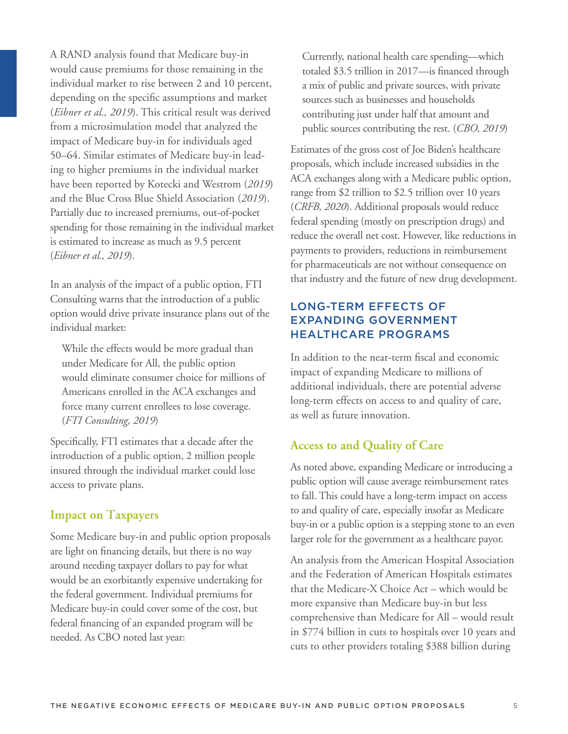A RAND analysis found that Medicare buy-in would cause premiums for those remaining in the individual market to rise between 2 and 10 percent, depending on the specific assumptions and market (*Eibner et al., 2019*). This critical result was derived from a microsimulation model that analyzed the impact of Medicare buy-in for individuals aged 50–64. Similar estimates of Medicare buy-in leading to higher premiums in the individual market have been reported by Kotecki and Westrom (*2019*) and the Blue Cross Blue Shield Association (*2019*). Partially due to increased premiums, out-of-pocket spending for those remaining in the individual market is estimated to increase as much as 9.5 percent (*Eibner et al., 2019*).

In an analysis of the impact of a public option, FTI Consulting warns that the introduction of a public option would drive private insurance plans out of the individual market:

> While the effects would be more gradual than under Medicare for All, the public option would eliminate consumer choice for millions of Americans enrolled in the ACA exchanges and force many current enrollees to lose coverage. (*FTI Consulting, 2019*)

Specifically, FTI estimates that a decade after the introduction of a public option, 2 million people insured through the individual market could lose access to private plans.

### Impact on Taxpayers

Some Medicare buy-in and public option proposals are light on financing details, but there is no way around needing taxpayer dollars to pay for what would be an exorbitantly expensive undertaking for the federal government. Individual premiums for Medicare buy-in could cover some of the cost, but federal financing of an expanded program will be needed. As CBO noted last year:

> Currently, national health care spending—which totaled $3.5 trillion in 2017—is financed through a mix of public and private sources, with private sources such as businesses and households contributing just under half that amount and public sources contributing the rest. (*CBO, 2019*)

Estimates of the gross cost of Joe Biden's healthcare proposals, which include increased subsidies in the ACA exchanges along with a Medicare public option, range from $2 trillion to $2.5 trillion over 10 years (*CRFB, 2020*). Additional proposals would reduce federal spending (mostly on prescription drugs) and reduce the overall net cost. However, like reductions in payments to providers, reductions in reimbursement for pharmaceuticals are not without consequence on that industry and the future of new drug development.

## LONG-TERM EFFECTS OF EXPANDING GOVERNMENT HEALTHCARE PROGRAMS

In addition to the near-term fiscal and economic impact of expanding Medicare to millions of additional individuals, there are potential adverse long-term effects on access to and quality of care, as well as future innovation.

### Access to and Quality of Care

As noted above, expanding Medicare or introducing a public option will cause average reimbursement rates to fall. This could have a long-term impact on access to and quality of care, especially insofar as Medicare buy-in or a public option is a stepping stone to an even larger role for the government as a healthcare payor.

An analysis from the American Hospital Association and the Federation of American Hospitals estimates that the Medicare-X Choice Act – which would be more expansive than Medicare buy-in but less comprehensive than Medicare for All – would result in $774 billion in cuts to hospitals over 10 years and cuts to other providers totaling $388 billion during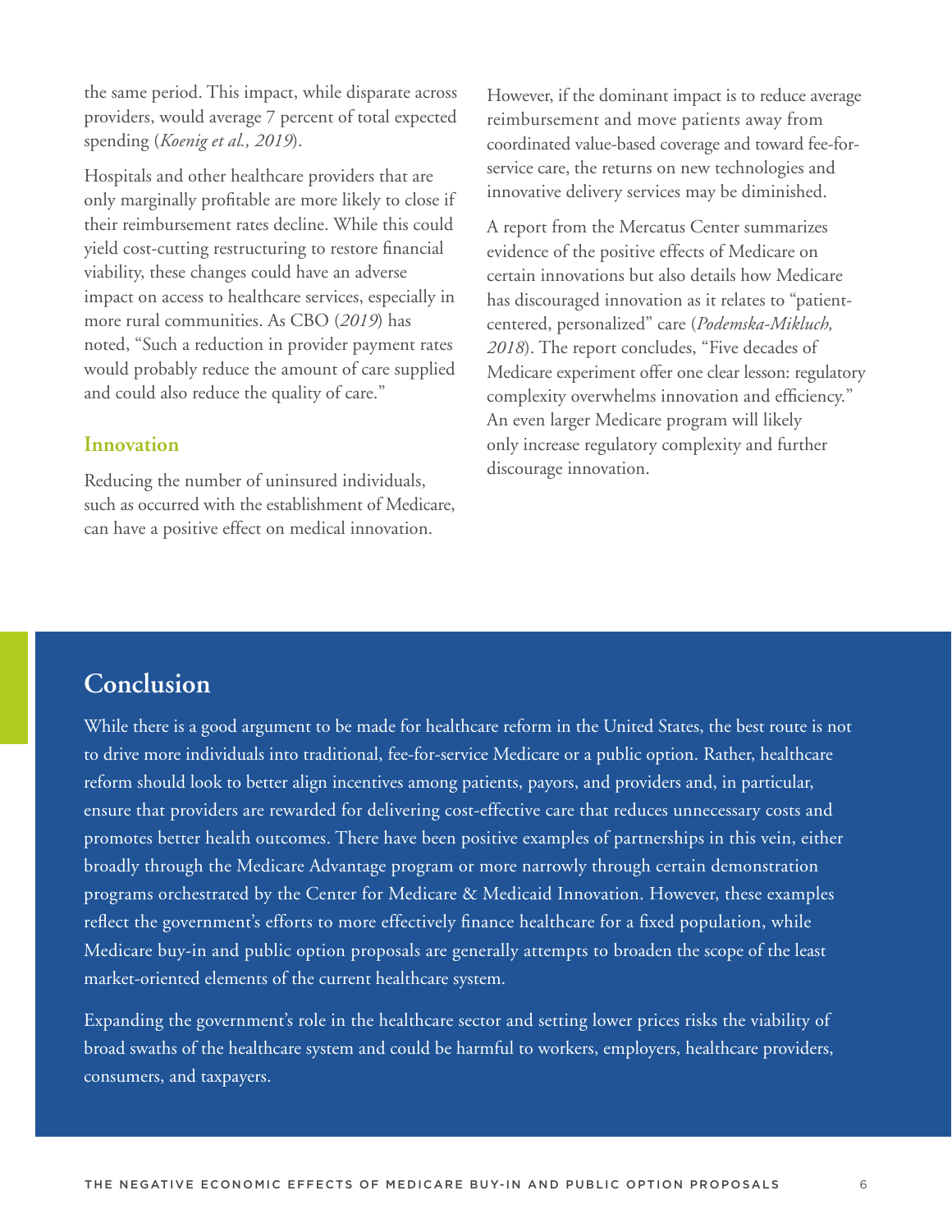the same period. This impact, while disparate across providers, would average 7 percent of total expected spending (*Koenig et al., 2019*).

Hospitals and other healthcare providers that are only marginally profitable are more likely to close if their reimbursement rates decline. While this could yield cost-cutting restructuring to restore financial viability, these changes could have an adverse impact on access to healthcare services, especially in more rural communities. As CBO (*2019*) has noted, "Such a reduction in provider payment rates would probably reduce the amount of care supplied and could also reduce the quality of care."

### Innovation

Reducing the number of uninsured individuals, such as occurred with the establishment of Medicare, can have a positive effect on medical innovation. However, if the dominant impact is to reduce average reimbursement and move patients away from coordinated value-based coverage and toward fee-for-service care, the returns on new technologies and innovative delivery services may be diminished.

A report from the Mercatus Center summarizes evidence of the positive effects of Medicare on certain innovations but also details how Medicare has discouraged innovation as it relates to "patient-centered, personalized" care (*Podemska-Mikluch, 2018*). The report concludes, "Five decades of Medicare experiment offer one clear lesson: regulatory complexity overwhelms innovation and efficiency." An even larger Medicare program will likely only increase regulatory complexity and further discourage innovation.

## Conclusion

While there is a good argument to be made for healthcare reform in the United States, the best route is not to drive more individuals into traditional, fee-for-service Medicare or a public option. Rather, healthcare reform should look to better align incentives among patients, payors, and providers and, in particular, ensure that providers are rewarded for delivering cost-effective care that reduces unnecessary costs and promotes better health outcomes. There have been positive examples of partnerships in this vein, either broadly through the Medicare Advantage program or more narrowly through certain demonstration programs orchestrated by the Center for Medicare & Medicaid Innovation. However, these examples reflect the government's efforts to more effectively finance healthcare for a fixed population, while Medicare buy-in and public option proposals are generally attempts to broaden the scope of the least market-oriented elements of the current healthcare system.

Expanding the government's role in the healthcare sector and setting lower prices risks the viability of broad swaths of the healthcare system and could be harmful to workers, employers, healthcare providers, consumers, and taxpayers.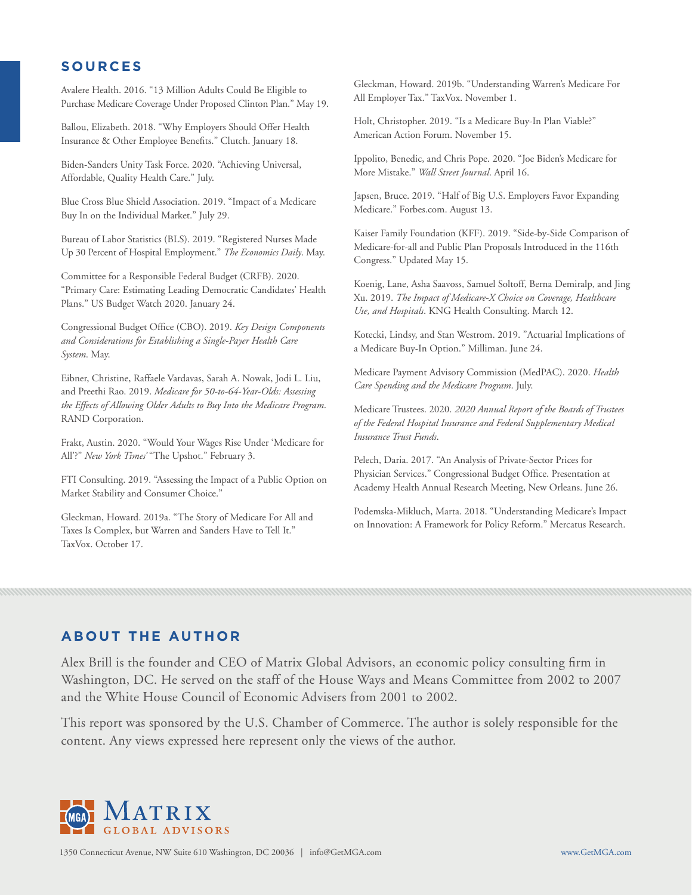## SOURCES

Avalere Health. 2016. "13 Million Adults Could Be Eligible to Purchase Medicare Coverage Under Proposed Clinton Plan." May 19.

Ballou, Elizabeth. 2018. "Why Employers Should Offer Health Insurance & Other Employee Benefits." Clutch. January 18.

Biden-Sanders Unity Task Force. 2020. "Achieving Universal, Affordable, Quality Health Care." July.

Blue Cross Blue Shield Association. 2019. "Impact of a Medicare Buy In on the Individual Market." July 29.

Bureau of Labor Statistics (BLS). 2019. "Registered Nurses Made Up 30 Percent of Hospital Employment." *The Economics Daily*. May.

Committee for a Responsible Federal Budget (CRFB). 2020. "Primary Care: Estimating Leading Democratic Candidates' Health Plans." US Budget Watch 2020. January 24.

Congressional Budget Office (CBO). 2019. *Key Design Components and Considerations for Establishing a Single-Payer Health Care System*. May.

Eibner, Christine, Raffaele Vardavas, Sarah A. Nowak, Jodi L. Liu, and Preethi Rao. 2019. *Medicare for 50-to-64-Year-Olds: Assessing the Effects of Allowing Older Adults to Buy Into the Medicare Program*. RAND Corporation.

Frakt, Austin. 2020. "Would Your Wages Rise Under 'Medicare for All'?" *New York Times'* "The Upshot." February 3.

FTI Consulting. 2019. "Assessing the Impact of a Public Option on Market Stability and Consumer Choice."

Gleckman, Howard. 2019a. "The Story of Medicare For All and Taxes Is Complex, but Warren and Sanders Have to Tell It." TaxVox. October 17.

Gleckman, Howard. 2019b. "Understanding Warren's Medicare For All Employer Tax." TaxVox. November 1.

Holt, Christopher. 2019. "Is a Medicare Buy-In Plan Viable?" American Action Forum. November 15.

Ippolito, Benedic, and Chris Pope. 2020. "Joe Biden's Medicare for More Mistake." *Wall Street Journal*. April 16.

Japsen, Bruce. 2019. "Half of Big U.S. Employers Favor Expanding Medicare." Forbes.com. August 13.

Kaiser Family Foundation (KFF). 2019. "Side-by-Side Comparison of Medicare-for-all and Public Plan Proposals Introduced in the 116th Congress." Updated May 15.

Koenig, Lane, Asha Saavoss, Samuel Soltoff, Berna Demiralp, and Jing Xu. 2019. *The Impact of Medicare-X Choice on Coverage, Healthcare Use, and Hospitals*. KNG Health Consulting. March 12.

Kotecki, Lindsy, and Stan Westrom. 2019. "Actuarial Implications of a Medicare Buy-In Option." Milliman. June 24.

Medicare Payment Advisory Commission (MedPAC). 2020. *Health Care Spending and the Medicare Program*. July.

Medicare Trustees. 2020. *2020 Annual Report of the Boards of Trustees of the Federal Hospital Insurance and Federal Supplementary Medical Insurance Trust Funds*.

Pelech, Daria. 2017. "An Analysis of Private-Sector Prices for Physician Services." Congressional Budget Office. Presentation at Academy Health Annual Research Meeting, New Orleans. June 26.

Podemska-Mikluch, Marta. 2018. "Understanding Medicare's Impact on Innovation: A Framework for Policy Reform." Mercatus Research.

## ABOUT THE AUTHOR

Alex Brill is the founder and CEO of Matrix Global Advisors, an economic policy consulting firm in Washington, DC. He served on the staff of the House Ways and Means Committee from 2002 to 2007 and the White House Council of Economic Advisers from 2001 to 2002.

This report was sponsored by the U.S. Chamber of Commerce. The author is solely responsible for the content. Any views expressed here represent only the views of the author.

MGA MATRIX GLOBAL ADVISORS

1350 Connecticut Avenue, NW Suite 610 Washington, DC 20036 | info@GetMGA.com

www.GetMGA.com